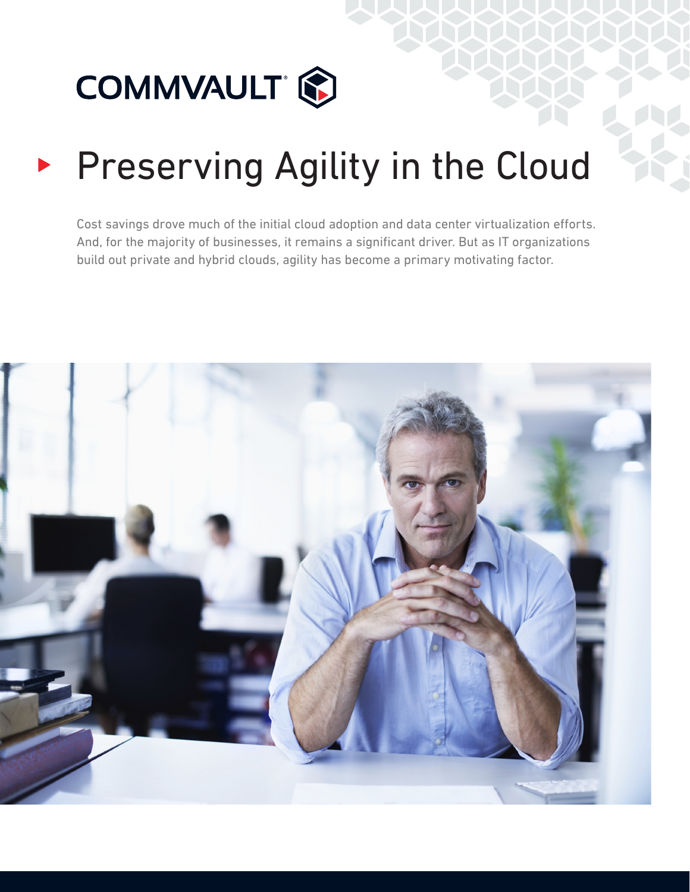COMMVAULT®

# Preserving Agility in the Cloud

Cost savings drove much of the initial cloud adoption and data center virtualization efforts. And, for the majority of businesses, it remains a significant driver. But as IT organizations build out private and hybrid clouds, agility has become a primary motivating factor.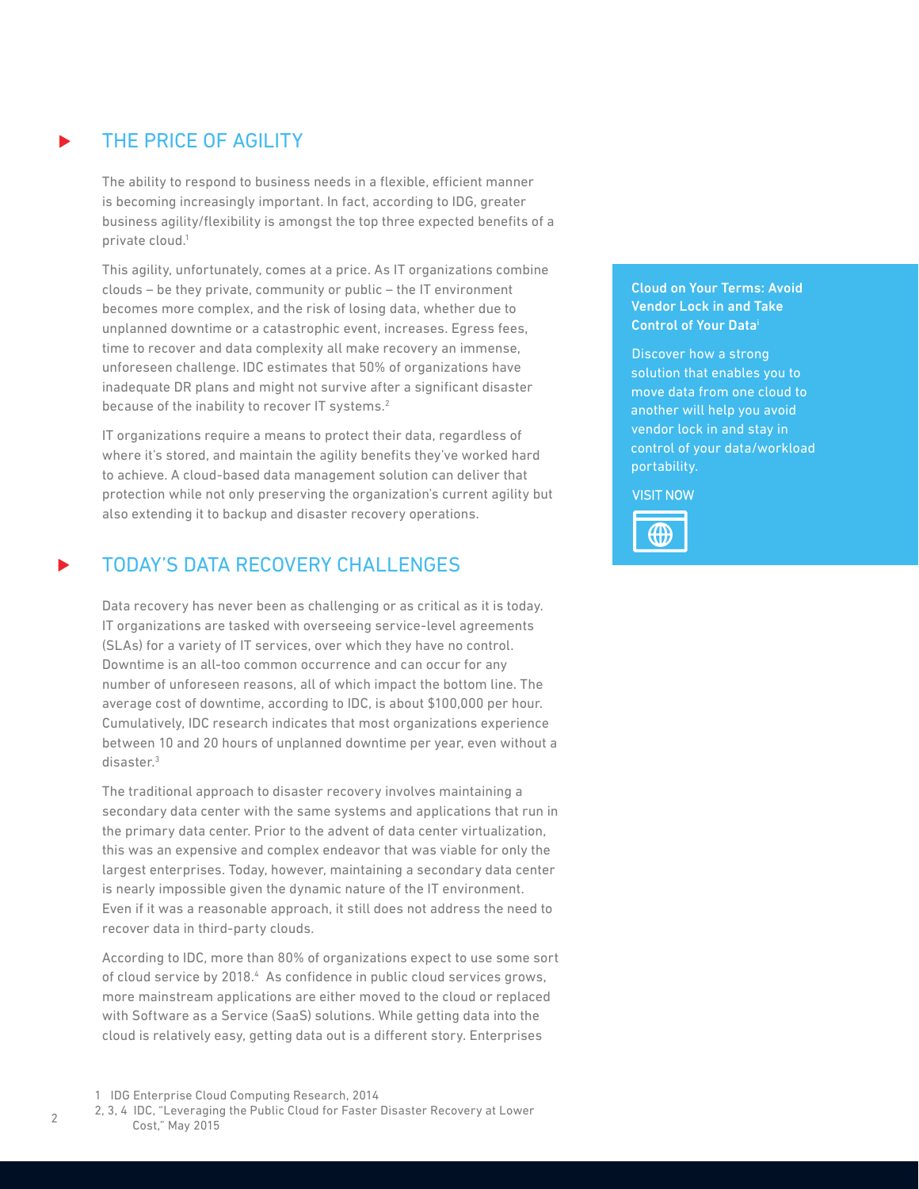## THE PRICE OF AGILITY

The ability to respond to business needs in a flexible, efficient manner is becoming increasingly important. In fact, according to IDG, greater business agility/flexibility is amongst the top three expected benefits of a private cloud.[1]

This agility, unfortunately, comes at a price. As IT organizations combine clouds – be they private, community or public – the IT environment becomes more complex, and the risk of losing data, whether due to unplanned downtime or a catastrophic event, increases. Egress fees, time to recover and data complexity all make recovery an immense, unforeseen challenge. IDC estimates that 50% of organizations have inadequate DR plans and might not survive after a significant disaster because of the inability to recover IT systems.[2]

IT organizations require a means to protect their data, regardless of where it's stored, and maintain the agility benefits they've worked hard to achieve. A cloud-based data management solution can deliver that protection while not only preserving the organization's current agility but also extending it to backup and disaster recovery operations.

## TODAY'S DATA RECOVERY CHALLENGES

Data recovery has never been as challenging or as critical as it is today. IT organizations are tasked with overseeing service-level agreements (SLAs) for a variety of IT services, over which they have no control. Downtime is an all-too common occurrence and can occur for any number of unforeseen reasons, all of which impact the bottom line. The average cost of downtime, according to IDC, is about $100,000 per hour. Cumulatively, IDC research indicates that most organizations experience between 10 and 20 hours of unplanned downtime per year, even without a disaster.[3]

The traditional approach to disaster recovery involves maintaining a secondary data center with the same systems and applications that run in the primary data center. Prior to the advent of data center virtualization, this was an expensive and complex endeavor that was viable for only the largest enterprises. Today, however, maintaining a secondary data center is nearly impossible given the dynamic nature of the IT environment. Even if it was a reasonable approach, it still does not address the need to recover data in third-party clouds.

According to IDC, more than 80% of organizations expect to use some sort of cloud service by 2018.[4] As confidence in public cloud services grows, more mainstream applications are either moved to the cloud or replaced with Software as a Service (SaaS) solutions. While getting data into the cloud is relatively easy, getting data out is a different story. Enterprises

**Cloud on Your Terms: Avoid Vendor Lock in and Take Control of Your Data**[i]

Discover how a strong solution that enables you to move data from one cloud to another will help you avoid vendor lock in and stay in control of your data/workload portability.

VISIT NOW

1 IDG Enterprise Cloud Computing Research, 2014

2, 3, 4 IDC, "Leveraging the Public Cloud for Faster Disaster Recovery at Lower Cost," May 2015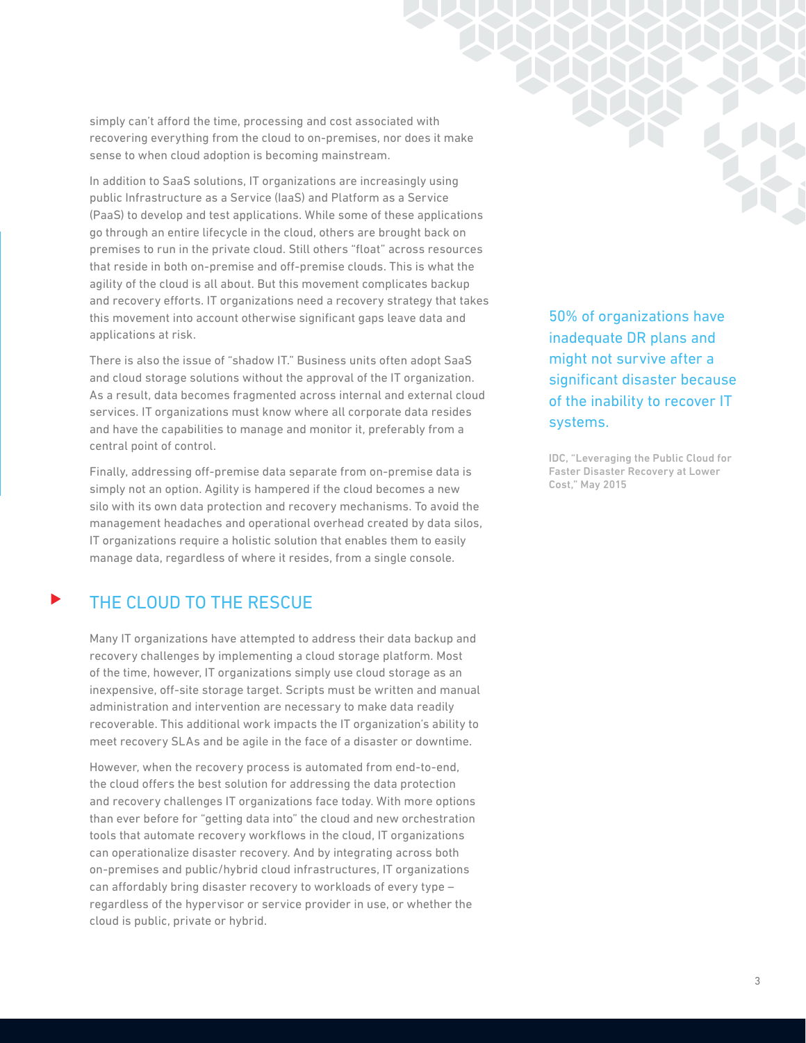simply can't afford the time, processing and cost associated with recovering everything from the cloud to on-premises, nor does it make sense to when cloud adoption is becoming mainstream.

In addition to SaaS solutions, IT organizations are increasingly using public Infrastructure as a Service (IaaS) and Platform as a Service (PaaS) to develop and test applications. While some of these applications go through an entire lifecycle in the cloud, others are brought back on premises to run in the private cloud. Still others "float" across resources that reside in both on-premise and off-premise clouds. This is what the agility of the cloud is all about. But this movement complicates backup and recovery efforts. IT organizations need a recovery strategy that takes this movement into account otherwise significant gaps leave data and applications at risk.

There is also the issue of "shadow IT." Business units often adopt SaaS and cloud storage solutions without the approval of the IT organization. As a result, data becomes fragmented across internal and external cloud services. IT organizations must know where all corporate data resides and have the capabilities to manage and monitor it, preferably from a central point of control.

Finally, addressing off-premise data separate from on-premise data is simply not an option. Agility is hampered if the cloud becomes a new silo with its own data protection and recovery mechanisms. To avoid the management headaches and operational overhead created by data silos, IT organizations require a holistic solution that enables them to easily manage data, regardless of where it resides, from a single console.

> 50% of organizations have inadequate DR plans and might not survive after a significant disaster because of the inability to recover IT systems.
>
> IDC, "Leveraging the Public Cloud for Faster Disaster Recovery at Lower Cost," May 2015

## THE CLOUD TO THE RESCUE

Many IT organizations have attempted to address their data backup and recovery challenges by implementing a cloud storage platform. Most of the time, however, IT organizations simply use cloud storage as an inexpensive, off-site storage target. Scripts must be written and manual administration and intervention are necessary to make data readily recoverable. This additional work impacts the IT organization's ability to meet recovery SLAs and be agile in the face of a disaster or downtime.

However, when the recovery process is automated from end-to-end, the cloud offers the best solution for addressing the data protection and recovery challenges IT organizations face today. With more options than ever before for "getting data into" the cloud and new orchestration tools that automate recovery workflows in the cloud, IT organizations can operationalize disaster recovery. And by integrating across both on-premises and public/hybrid cloud infrastructures, IT organizations can affordably bring disaster recovery to workloads of every type – regardless of the hypervisor or service provider in use, or whether the cloud is public, private or hybrid.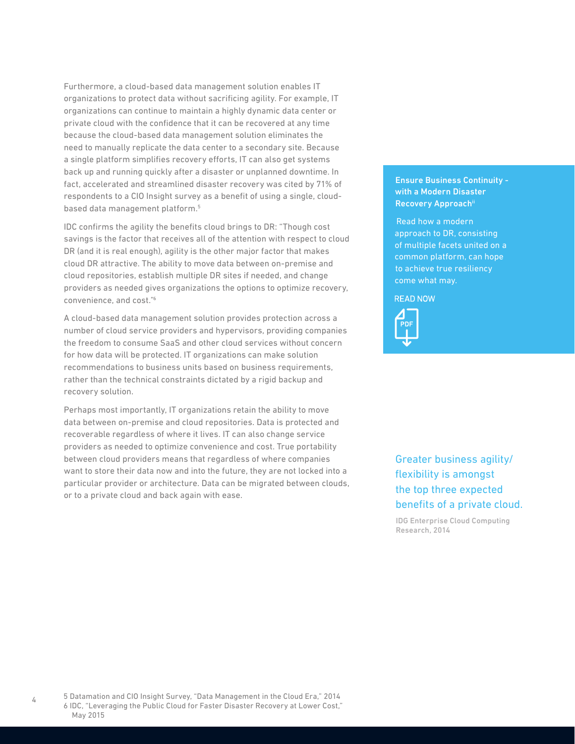Furthermore, a cloud-based data management solution enables IT organizations to protect data without sacrificing agility. For example, IT organizations can continue to maintain a highly dynamic data center or private cloud with the confidence that it can be recovered at any time because the cloud-based data management solution eliminates the need to manually replicate the data center to a secondary site. Because a single platform simplifies recovery efforts, IT can also get systems back up and running quickly after a disaster or unplanned downtime. In fact, accelerated and streamlined disaster recovery was cited by 71% of respondents to a CIO Insight survey as a benefit of using a single, cloud-based data management platform.[5]

IDC confirms the agility the benefits cloud brings to DR: "Though cost savings is the factor that receives all of the attention with respect to cloud DR (and it is real enough), agility is the other major factor that makes cloud DR attractive. The ability to move data between on-premise and cloud repositories, establish multiple DR sites if needed, and change providers as needed gives organizations the options to optimize recovery, convenience, and cost."[6]

A cloud-based data management solution provides protection across a number of cloud service providers and hypervisors, providing companies the freedom to consume SaaS and other cloud services without concern for how data will be protected. IT organizations can make solution recommendations to business units based on business requirements, rather than the technical constraints dictated by a rigid backup and recovery solution.

Perhaps most importantly, IT organizations retain the ability to move data between on-premise and cloud repositories. Data is protected and recoverable regardless of where it lives. IT can also change service providers as needed to optimize convenience and cost. True portability between cloud providers means that regardless of where companies want to store their data now and into the future, they are not locked into a particular provider or architecture. Data can be migrated between clouds, or to a private cloud and back again with ease.

**Ensure Business Continuity - with a Modern Disaster Recovery Approach**[ii]

Read how a modern approach to DR, consisting of multiple facets united on a common platform, can hope to achieve true resiliency come what may.

READ NOW

PDF

Greater business agility/flexibility is amongst the top three expected benefits of a private cloud.

IDG Enterprise Cloud Computing Research, 2014

5 Datamation and CIO Insight Survey, "Data Management in the Cloud Era," 2014
6 IDC, "Leveraging the Public Cloud for Faster Disaster Recovery at Lower Cost," May 2015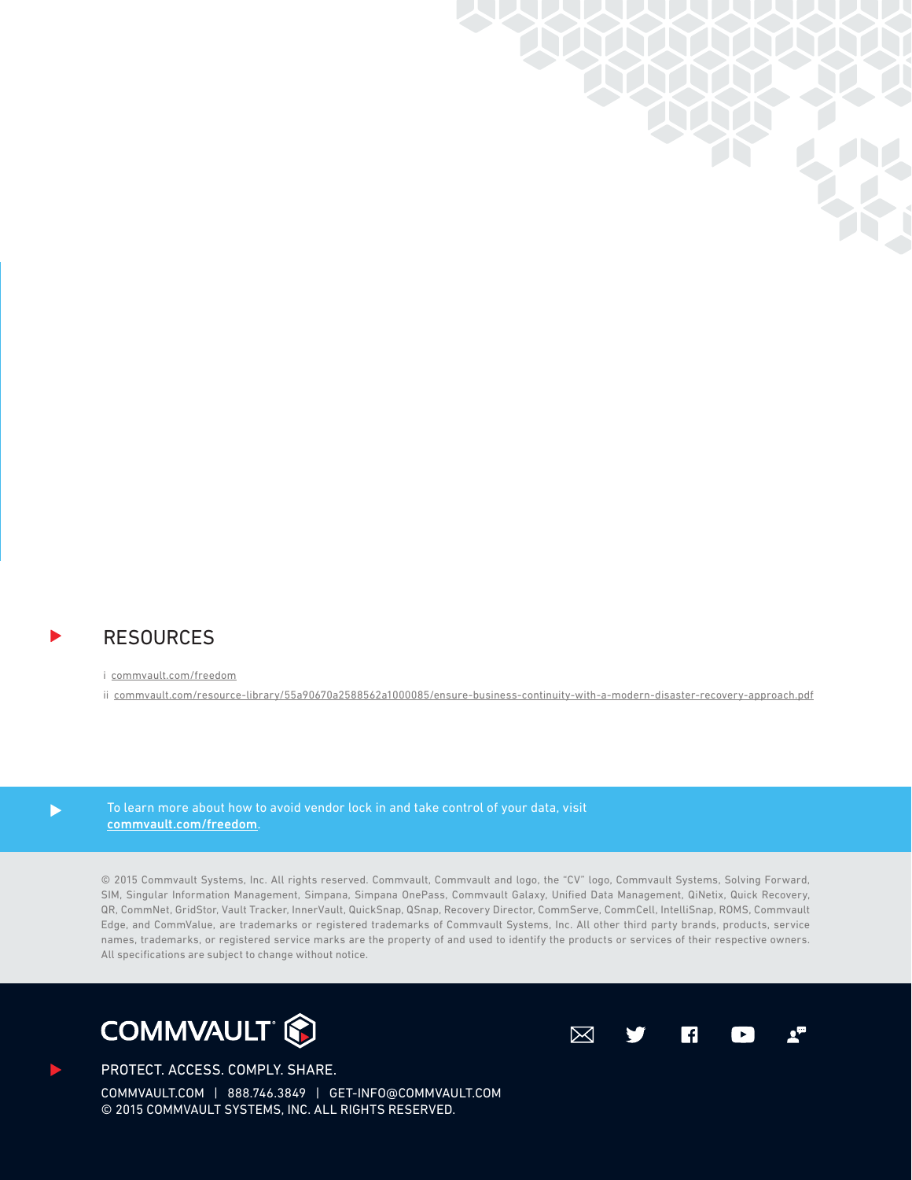## RESOURCES

i commmvault.com/freedom

ii commvault.com/resource-library/55a90670a2588562a1000085/ensure-business-continuity-with-a-modern-disaster-recovery-approach.pdf

To learn more about how to avoid vendor lock in and take control of your data, visit commvault.com/freedom.

© 2015 Commvault Systems, Inc. All rights reserved. Commvault, Commvault and logo, the "CV" logo, Commvault Systems, Solving Forward, SIM, Singular Information Management, Simpana, Simpana OnePass, Commvault Galaxy, Unified Data Management, QiNetix, Quick Recovery, QR, CommNet, GridStor, Vault Tracker, InnerVault, QuickSnap, QSnap, Recovery Director, CommServe, CommCell, IntelliSnap, ROMS, Commvault Edge, and CommValue, are trademarks or registered trademarks of Commvault Systems, Inc. All other third party brands, products, service names, trademarks, or registered service marks are the property of and used to identify the products or services of their respective owners. All specifications are subject to change without notice.

COMMVAULT

PROTECT. ACCESS. COMPLY. SHARE.

COMMVAULT.COM | 888.746.3849 | GET-INFO@COMMVAULT.COM
© 2015 COMMVAULT SYSTEMS, INC. ALL RIGHTS RESERVED.